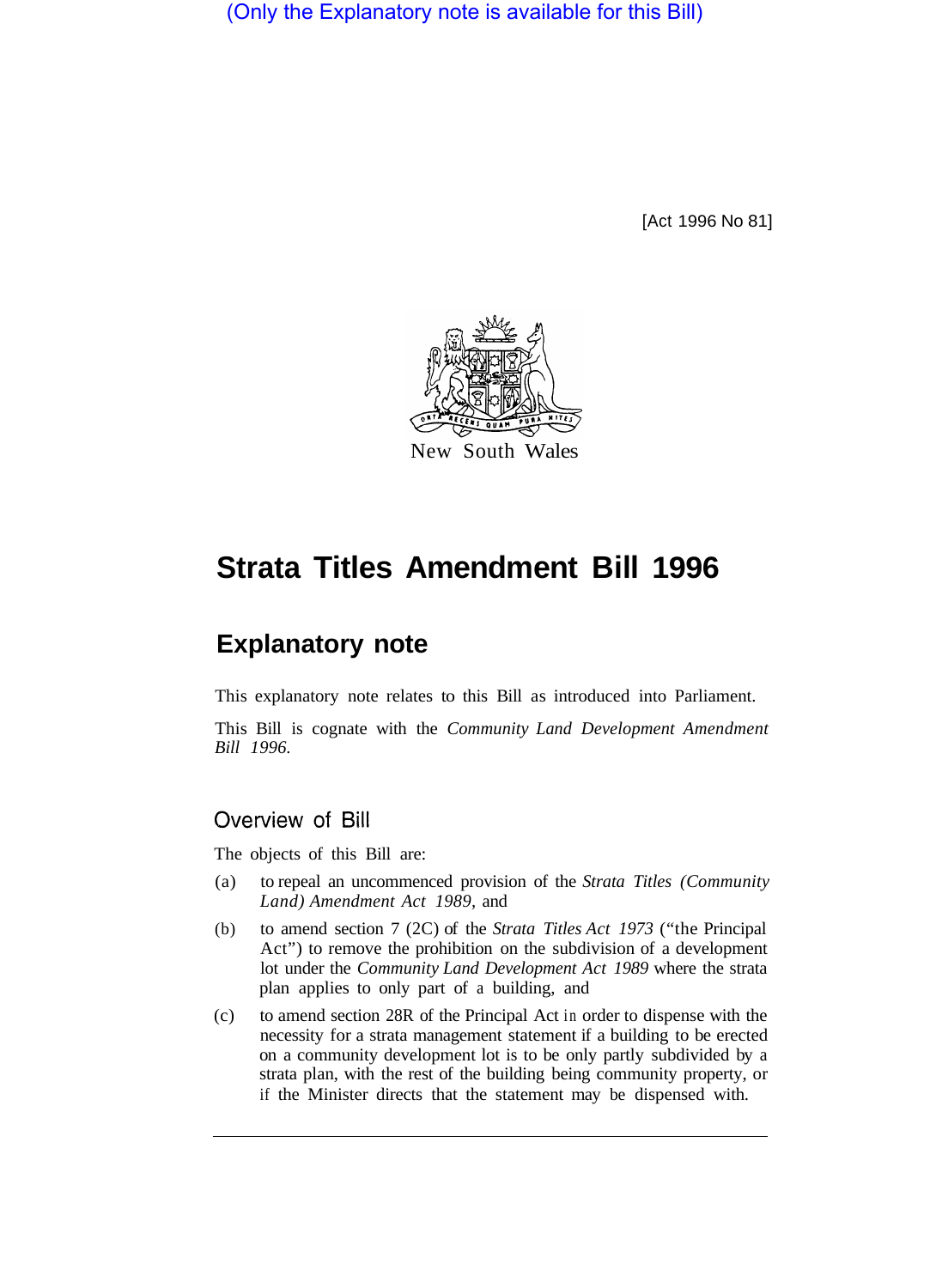(Only the Explanatory note is available for this Bill)

[Act 1996 No 81]

New South Wales

# Strata Titles Amendment Bill 1996

## Explanatory note

This explanatory note relates to this Bill as introduced into Parliament.

This Bill is cognate with the *Community Land Development Amendment Bill 1996.*

### Overview of Bill

The objects of this Bill are:

(a) to repeal an uncommenced provision of the *Strata Titles (Community Land) Amendment Act 1989,* and

(b) to amend section 7 (2C) of the *Strata Titles Act 1973* ("the Principal Act") to remove the prohibition on the subdivision of a development lot under the *Community Land Development Act 1989* where the strata plan applies to only part of a building, and

(c) to amend section 28R of the Principal Act in order to dispense with the necessity for a strata management statement if a building to be erected on a community development lot is to be only partly subdivided by a strata plan, with the rest of the building being community property, or if the Minister directs that the statement may be dispensed with.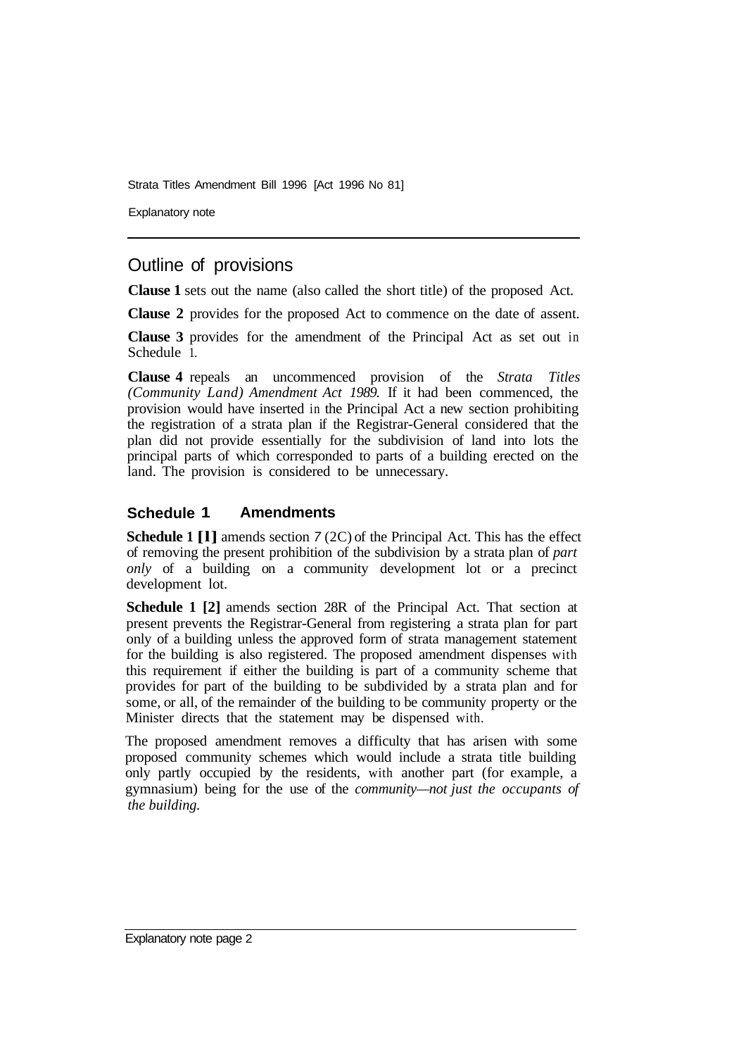## Outline of provisions

**Clause 1** sets out the name (also called the short title) of the proposed Act.

**Clause 2** provides for the proposed Act to commence on the date of assent.

**Clause 3** provides for the amendment of the Principal Act as set out in Schedule 1.

**Clause 4** repeals an uncommenced provision of the *Strata Titles (Community Land) Amendment Act 1989.* If it had been commenced, the provision would have inserted in the Principal Act a new section prohibiting the registration of a strata plan if the Registrar-General considered that the plan did not provide essentially for the subdivision of land into lots the principal parts of which corresponded to parts of a building erected on the land. The provision is considered to be unnecessary.

### Schedule 1 Amendments

**Schedule 1 [1]** amends section 7 (2C) of the Principal Act. This has the effect of removing the present prohibition of the subdivision by a strata plan of *part only* of a building on a community development lot or a precinct development lot.

**Schedule 1 [2]** amends section 28R of the Principal Act. That section at present prevents the Registrar-General from registering a strata plan for part only of a building unless the approved form of strata management statement for the building is also registered. The proposed amendment dispenses with this requirement if either the building is part of a community scheme that provides for part of the building to be subdivided by a strata plan and for some, or all, of the remainder of the building to be community property or the Minister directs that the statement may be dispensed with.

The proposed amendment removes a difficulty that has arisen with some proposed community schemes which would include a strata title building only partly occupied by the residents, with another part (for example, a gymnasium) being for the use of the *community—not just the occupants of the building.*